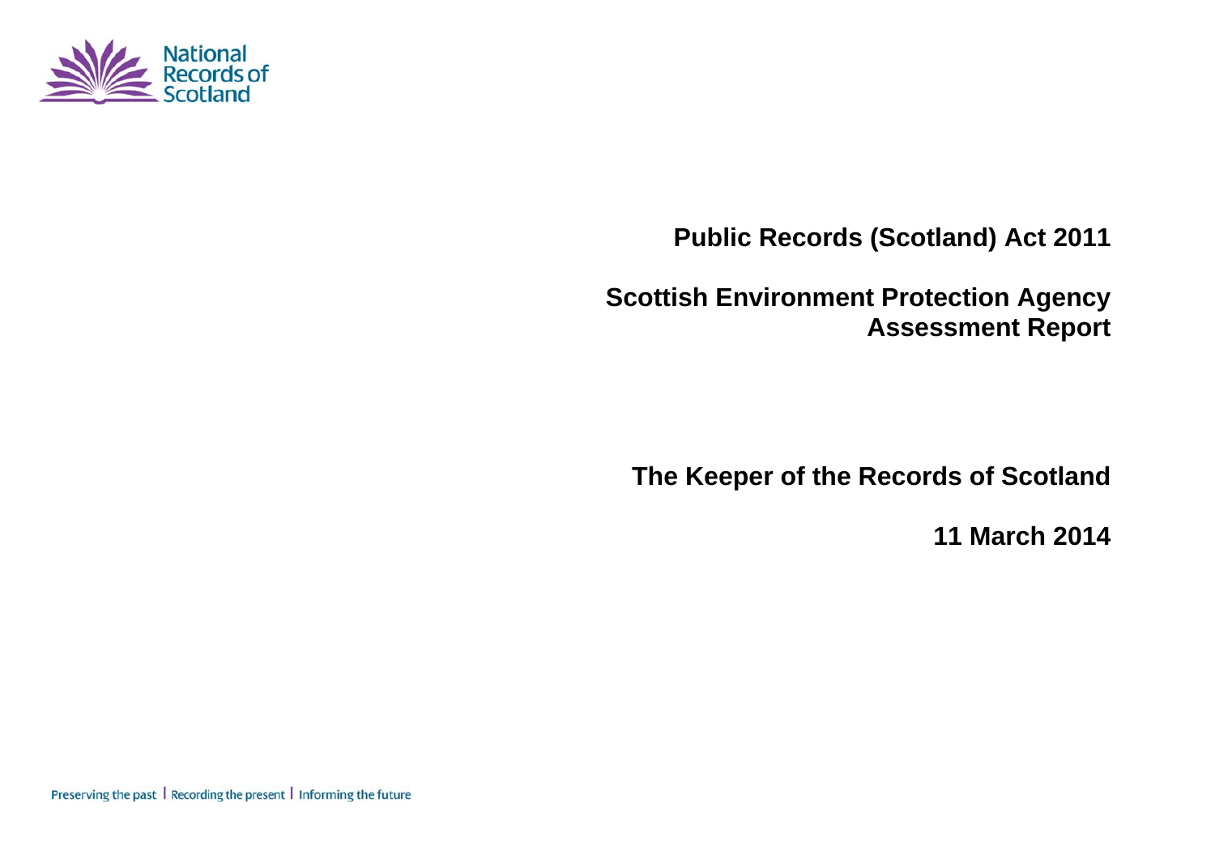National Records of Scotland

# Public Records (Scotland) Act 2011

# Scottish Environment Protection Agency Assessment Report

## The Keeper of the Records of Scotland

## 11 March 2014

Preserving the past | Recording the present | Informing the future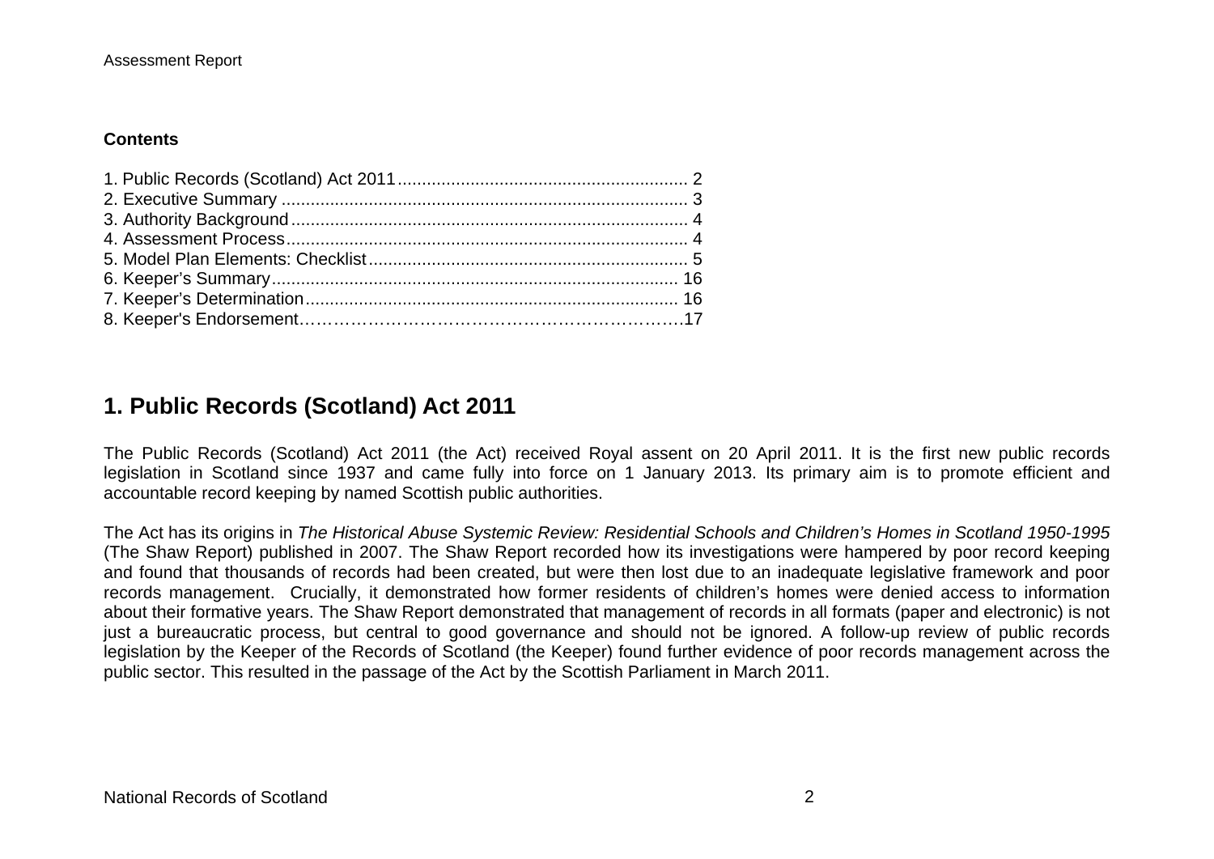**Contents**

1. Public Records (Scotland) Act 2011 ........................................................... 2
2. Executive Summary ................................................................................... 3
3. Authority Background ................................................................................ 4
4. Assessment Process ................................................................................. 4
5. Model Plan Elements: Checklist ................................................................ 5
6. Keeper's Summary .................................................................................. 16
7. Keeper's Determination ........................................................................... 16
8. Keeper's Endorsement……………………………………………………….17

## 1. Public Records (Scotland) Act 2011

The Public Records (Scotland) Act 2011 (the Act) received Royal assent on 20 April 2011. It is the first new public records legislation in Scotland since 1937 and came fully into force on 1 January 2013. Its primary aim is to promote efficient and accountable record keeping by named Scottish public authorities.

The Act has its origins in *The Historical Abuse Systemic Review: Residential Schools and Children's Homes in Scotland 1950-1995* (The Shaw Report) published in 2007. The Shaw Report recorded how its investigations were hampered by poor record keeping and found that thousands of records had been created, but were then lost due to an inadequate legislative framework and poor records management. Crucially, it demonstrated how former residents of children's homes were denied access to information about their formative years. The Shaw Report demonstrated that management of records in all formats (paper and electronic) is not just a bureaucratic process, but central to good governance and should not be ignored. A follow-up review of public records legislation by the Keeper of the Records of Scotland (the Keeper) found further evidence of poor records management across the public sector. This resulted in the passage of the Act by the Scottish Parliament in March 2011.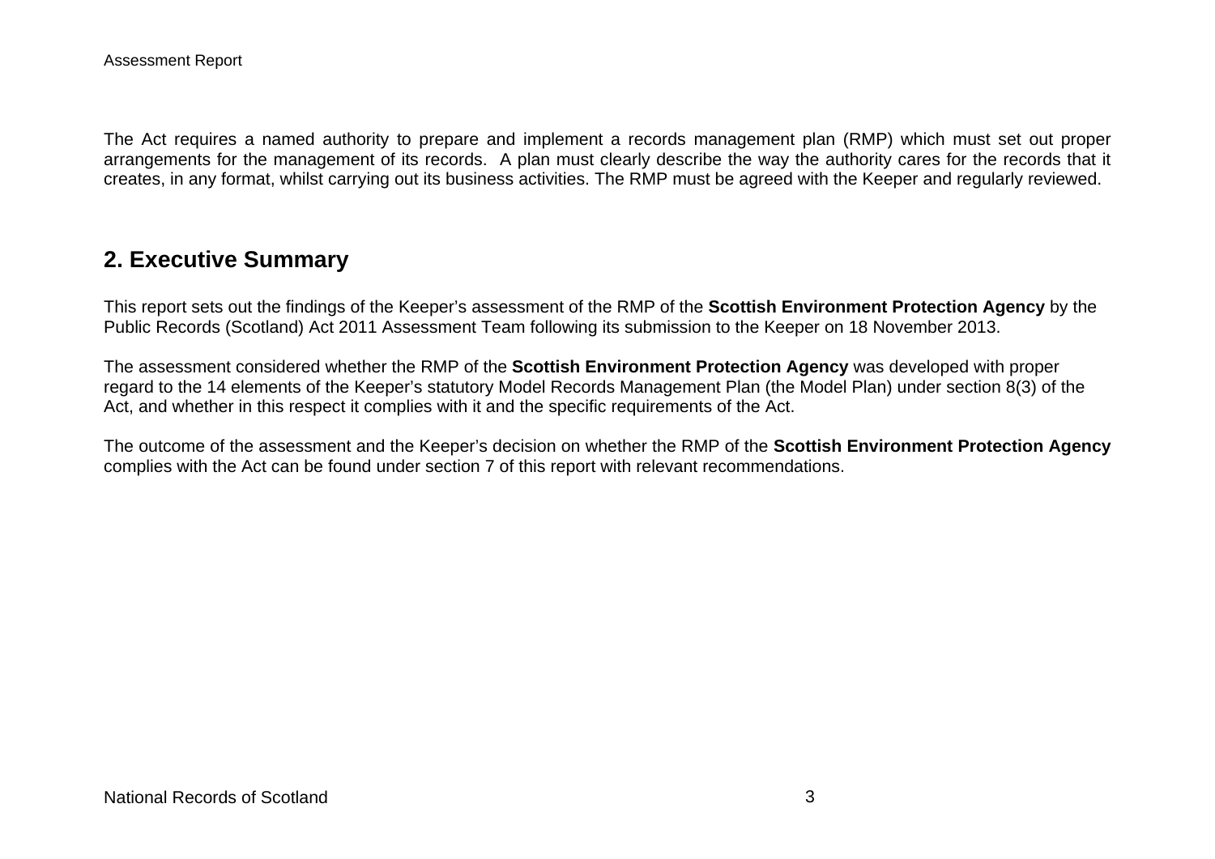The Act requires a named authority to prepare and implement a records management plan (RMP) which must set out proper arrangements for the management of its records. A plan must clearly describe the way the authority cares for the records that it creates, in any format, whilst carrying out its business activities. The RMP must be agreed with the Keeper and regularly reviewed.

## 2. Executive Summary

This report sets out the findings of the Keeper's assessment of the RMP of the **Scottish Environment Protection Agency** by the Public Records (Scotland) Act 2011 Assessment Team following its submission to the Keeper on 18 November 2013.

The assessment considered whether the RMP of the **Scottish Environment Protection Agency** was developed with proper regard to the 14 elements of the Keeper's statutory Model Records Management Plan (the Model Plan) under section 8(3) of the Act, and whether in this respect it complies with it and the specific requirements of the Act.

The outcome of the assessment and the Keeper's decision on whether the RMP of the **Scottish Environment Protection Agency** complies with the Act can be found under section 7 of this report with relevant recommendations.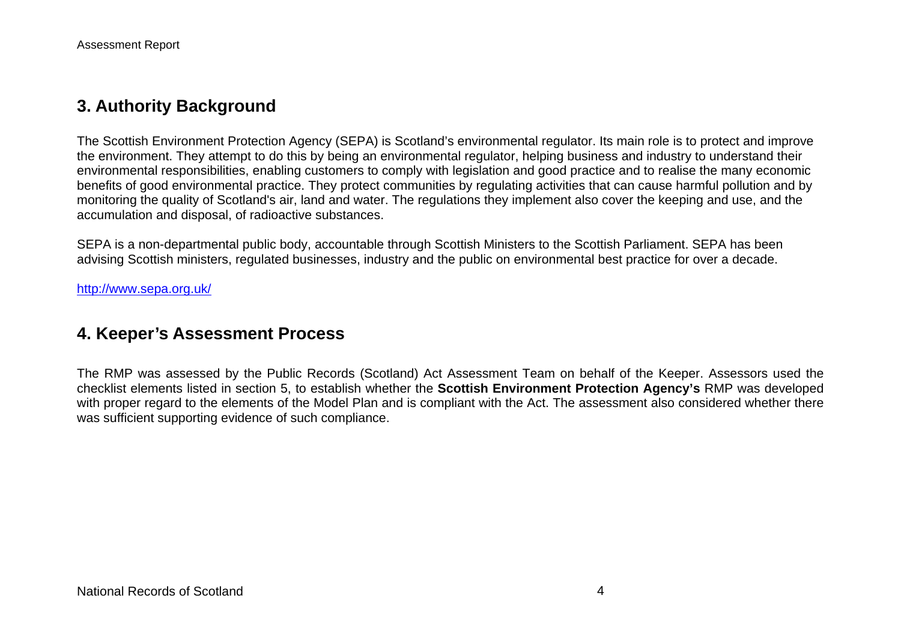## 3. Authority Background

The Scottish Environment Protection Agency (SEPA) is Scotland's environmental regulator. Its main role is to protect and improve the environment. They attempt to do this by being an environmental regulator, helping business and industry to understand their environmental responsibilities, enabling customers to comply with legislation and good practice and to realise the many economic benefits of good environmental practice. They protect communities by regulating activities that can cause harmful pollution and by monitoring the quality of Scotland's air, land and water. The regulations they implement also cover the keeping and use, and the accumulation and disposal, of radioactive substances.

SEPA is a non-departmental public body, accountable through Scottish Ministers to the Scottish Parliament. SEPA has been advising Scottish ministers, regulated businesses, industry and the public on environmental best practice for over a decade.

http://www.sepa.org.uk/

## 4. Keeper's Assessment Process

The RMP was assessed by the Public Records (Scotland) Act Assessment Team on behalf of the Keeper. Assessors used the checklist elements listed in section 5, to establish whether the **Scottish Environment Protection Agency's** RMP was developed with proper regard to the elements of the Model Plan and is compliant with the Act. The assessment also considered whether there was sufficient supporting evidence of such compliance.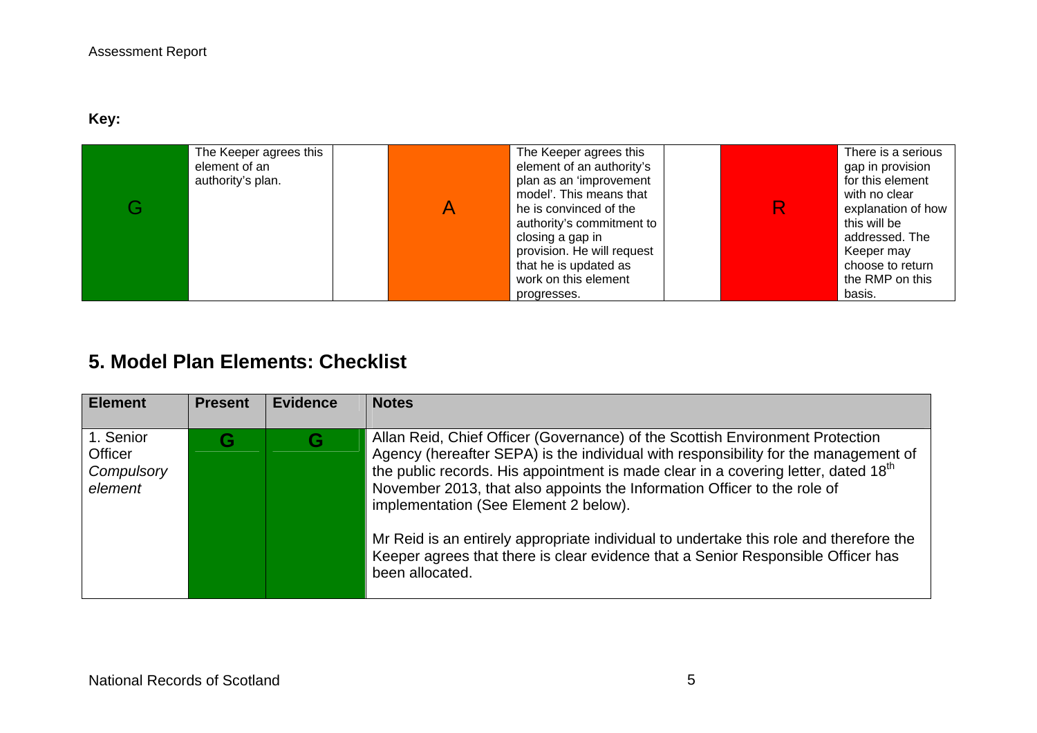**Key:**

| G | The Keeper agrees this element of an authority's plan. | | A | The Keeper agrees this element of an authority's plan as an 'improvement model'. This means that he is convinced of the authority's commitment to closing a gap in provision. He will request that he is updated as work on this element progresses. | | R | There is a serious gap in provision for this element with no clear explanation of how this will be addressed. The Keeper may choose to return the RMP on this basis. |
|---|---|---|---|---|---|---|---|

## 5. Model Plan Elements: Checklist

| Element | Present | Evidence | Notes |
|---|---|---|---|
| 1. Senior Officer *Compulsory element* | G | G | Allan Reid, Chief Officer (Governance) of the Scottish Environment Protection Agency (hereafter SEPA) is the individual with responsibility for the management of the public records. His appointment is made clear in a covering letter, dated 18th November 2013, that also appoints the Information Officer to the role of implementation (See Element 2 below).<br><br>Mr Reid is an entirely appropriate individual to undertake this role and therefore the Keeper agrees that there is clear evidence that a Senior Responsible Officer has been allocated. |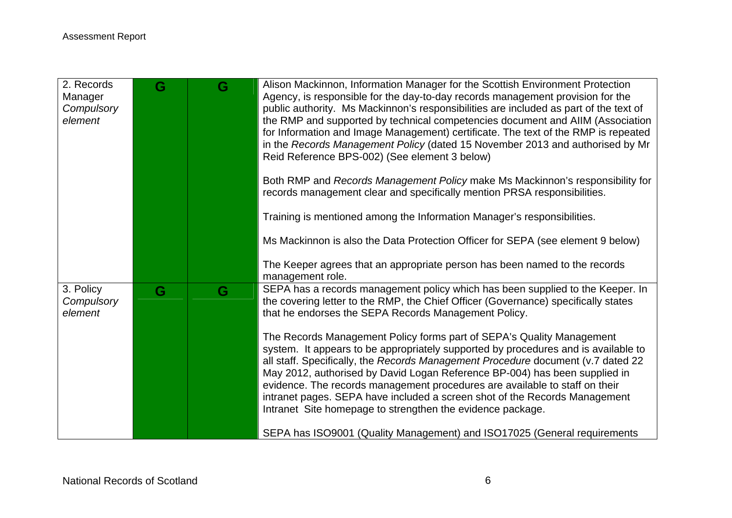| | | | |
|---|---|---|---|
| 2. Records Manager *Compulsory element* | G | G | Alison Mackinnon, Information Manager for the Scottish Environment Protection Agency, is responsible for the day-to-day records management provision for the public authority. Ms Mackinnon's responsibilities are included as part of the text of the RMP and supported by technical competencies document and AIIM (Association for Information and Image Management) certificate. The text of the RMP is repeated in the *Records Management Policy* (dated 15 November 2013 and authorised by Mr Reid Reference BPS-002) (See element 3 below)<br><br>Both RMP and *Records Management Policy* make Ms Mackinnon's responsibility for records management clear and specifically mention PRSA responsibilities.<br><br>Training is mentioned among the Information Manager's responsibilities.<br><br>Ms Mackinnon is also the Data Protection Officer for SEPA (see element 9 below)<br><br>The Keeper agrees that an appropriate person has been named to the records management role. |
| 3. Policy *Compulsory element* | G | G | SEPA has a records management policy which has been supplied to the Keeper. In the covering letter to the RMP, the Chief Officer (Governance) specifically states that he endorses the SEPA Records Management Policy.<br><br>The Records Management Policy forms part of SEPA's Quality Management system. It appears to be appropriately supported by procedures and is available to all staff. Specifically, the *Records Management Procedure* document (v.7 dated 22 May 2012, authorised by David Logan Reference BP-004) has been supplied in evidence. The records management procedures are available to staff on their intranet pages. SEPA have included a screen shot of the Records Management Intranet Site homepage to strengthen the evidence package.<br><br>SEPA has ISO9001 (Quality Management) and ISO17025 (General requirements |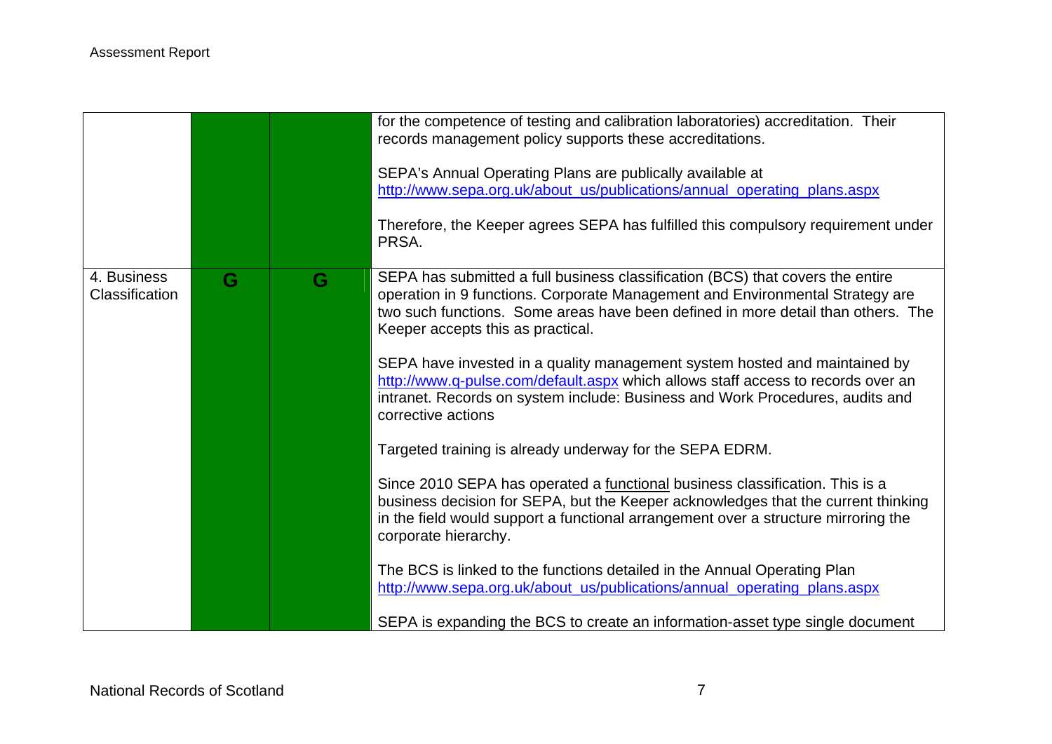| | | | |
|---|---|---|---|
| | | | for the competence of testing and calibration laboratories) accreditation. Their records management policy supports these accreditations.<br><br>SEPA's Annual Operating Plans are publically available at http://www.sepa.org.uk/about_us/publications/annual_operating_plans.aspx<br><br>Therefore, the Keeper agrees SEPA has fulfilled this compulsory requirement under PRSA. |
| 4. Business Classification | G | G | SEPA has submitted a full business classification (BCS) that covers the entire operation in 9 functions. Corporate Management and Environmental Strategy are two such functions. Some areas have been defined in more detail than others. The Keeper accepts this as practical.<br><br>SEPA have invested in a quality management system hosted and maintained by http://www.q-pulse.com/default.aspx which allows staff access to records over an intranet. Records on system include: Business and Work Procedures, audits and corrective actions<br><br>Targeted training is already underway for the SEPA EDRM.<br><br>Since 2010 SEPA has operated a functional business classification. This is a business decision for SEPA, but the Keeper acknowledges that the current thinking in the field would support a functional arrangement over a structure mirroring the corporate hierarchy.<br><br>The BCS is linked to the functions detailed in the Annual Operating Plan http://www.sepa.org.uk/about_us/publications/annual_operating_plans.aspx<br><br>SEPA is expanding the BCS to create an information-asset type single document |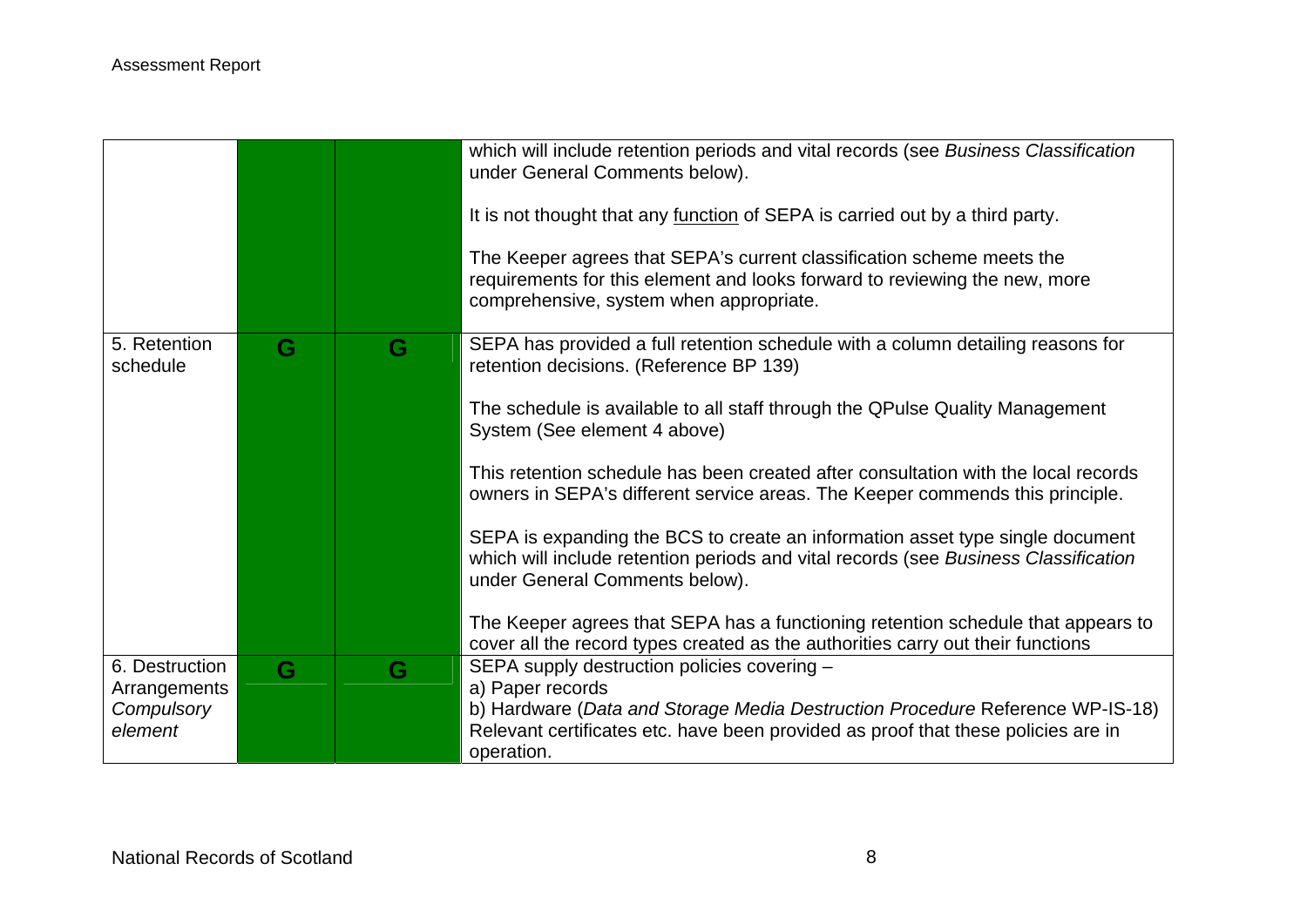| | | | |
|---|---|---|---|
| | | | which will include retention periods and vital records (see *Business Classification* under General Comments below).<br><br>It is not thought that any <u>function</u> of SEPA is carried out by a third party.<br><br>The Keeper agrees that SEPA's current classification scheme meets the requirements for this element and looks forward to reviewing the new, more comprehensive, system when appropriate. |
| 5. Retention schedule | G | G | SEPA has provided a full retention schedule with a column detailing reasons for retention decisions. (Reference BP 139)<br><br>The schedule is available to all staff through the QPulse Quality Management System (See element 4 above)<br><br>This retention schedule has been created after consultation with the local records owners in SEPA's different service areas. The Keeper commends this principle.<br><br>SEPA is expanding the BCS to create an information asset type single document which will include retention periods and vital records (see *Business Classification* under General Comments below).<br><br>The Keeper agrees that SEPA has a functioning retention schedule that appears to cover all the record types created as the authorities carry out their functions |
| 6. Destruction Arrangements *Compulsory element* | G | G | SEPA supply destruction policies covering –<br>a) Paper records<br>b) Hardware (*Data and Storage Media Destruction Procedure* Reference WP-IS-18)<br>Relevant certificates etc. have been provided as proof that these policies are in operation. |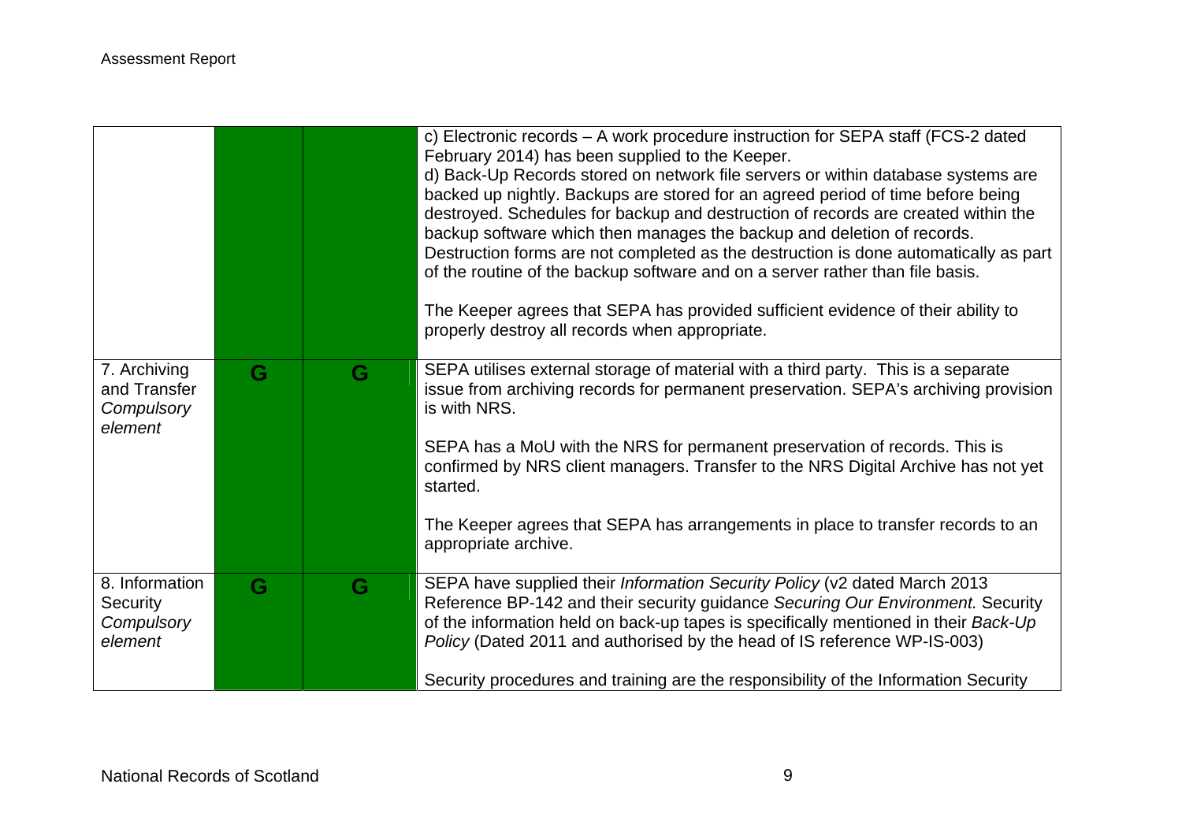| | | | |
|---|---|---|---|
| | | | c) Electronic records – A work procedure instruction for SEPA staff (FCS-2 dated February 2014) has been supplied to the Keeper.<br>d) Back-Up Records stored on network file servers or within database systems are backed up nightly. Backups are stored for an agreed period of time before being destroyed. Schedules for backup and destruction of records are created within the backup software which then manages the backup and deletion of records. Destruction forms are not completed as the destruction is done automatically as part of the routine of the backup software and on a server rather than file basis.<br><br>The Keeper agrees that SEPA has provided sufficient evidence of their ability to properly destroy all records when appropriate. |
| 7. Archiving and Transfer *Compulsory element* | G | G | SEPA utilises external storage of material with a third party. This is a separate issue from archiving records for permanent preservation. SEPA's archiving provision is with NRS.<br><br>SEPA has a MoU with the NRS for permanent preservation of records. This is confirmed by NRS client managers. Transfer to the NRS Digital Archive has not yet started.<br><br>The Keeper agrees that SEPA has arrangements in place to transfer records to an appropriate archive. |
| 8. Information Security *Compulsory element* | G | G | SEPA have supplied their *Information Security Policy* (v2 dated March 2013 Reference BP-142 and their security guidance *Securing Our Environment.* Security of the information held on back-up tapes is specifically mentioned in their *Back-Up Policy* (Dated 2011 and authorised by the head of IS reference WP-IS-003)<br><br>Security procedures and training are the responsibility of the Information Security |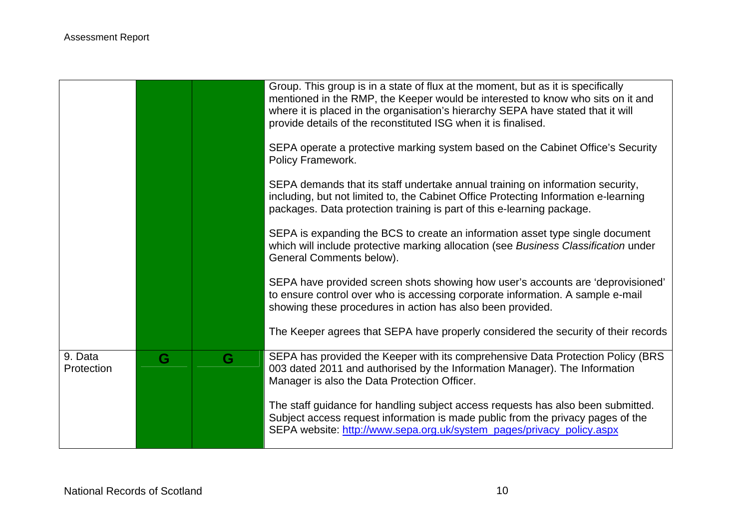| | | | |
|---|---|---|---|
| | | | Group. This group is in a state of flux at the moment, but as it is specifically mentioned in the RMP, the Keeper would be interested to know who sits on it and where it is placed in the organisation's hierarchy SEPA have stated that it will provide details of the reconstituted ISG when it is finalised.<br><br>SEPA operate a protective marking system based on the Cabinet Office's Security Policy Framework.<br><br>SEPA demands that its staff undertake annual training on information security, including, but not limited to, the Cabinet Office Protecting Information e-learning packages. Data protection training is part of this e-learning package.<br><br>SEPA is expanding the BCS to create an information asset type single document which will include protective marking allocation (see *Business Classification* under General Comments below).<br><br>SEPA have provided screen shots showing how user's accounts are 'deprovisioned' to ensure control over who is accessing corporate information. A sample e-mail showing these procedures in action has also been provided.<br><br>The Keeper agrees that SEPA have properly considered the security of their records |
| 9. Data Protection | G | G | SEPA has provided the Keeper with its comprehensive Data Protection Policy (BRS 003 dated 2011 and authorised by the Information Manager). The Information Manager is also the Data Protection Officer.<br><br>The staff guidance for handling subject access requests has also been submitted. Subject access request information is made public from the privacy pages of the SEPA website: http://www.sepa.org.uk/system_pages/privacy_policy.aspx |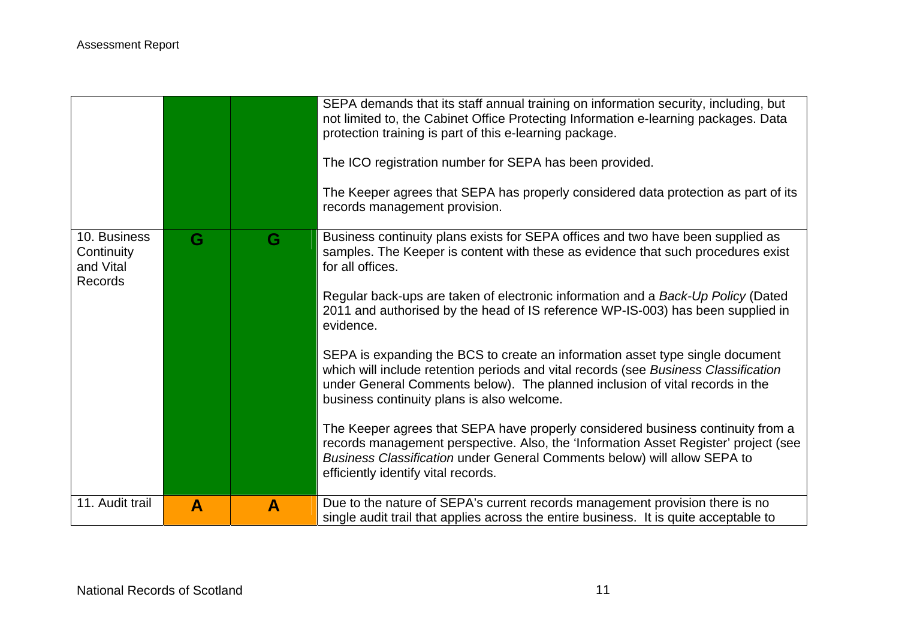| | | | |
|---|---|---|---|
| | | | SEPA demands that its staff annual training on information security, including, but not limited to, the Cabinet Office Protecting Information e-learning packages. Data protection training is part of this e-learning package.<br><br>The ICO registration number for SEPA has been provided.<br><br>The Keeper agrees that SEPA has properly considered data protection as part of its records management provision. |
| 10. Business Continuity and Vital Records | **G** | **G** | Business continuity plans exists for SEPA offices and two have been supplied as samples. The Keeper is content with these as evidence that such procedures exist for all offices.<br><br>Regular back-ups are taken of electronic information and a *Back-Up Policy* (Dated 2011 and authorised by the head of IS reference WP-IS-003) has been supplied in evidence.<br><br>SEPA is expanding the BCS to create an information asset type single document which will include retention periods and vital records (see *Business Classification* under General Comments below). The planned inclusion of vital records in the business continuity plans is also welcome.<br><br>The Keeper agrees that SEPA have properly considered business continuity from a records management perspective. Also, the 'Information Asset Register' project (see *Business Classification* under General Comments below) will allow SEPA to efficiently identify vital records. |
| 11. Audit trail | **A** | **A** | Due to the nature of SEPA's current records management provision there is no single audit trail that applies across the entire business. It is quite acceptable to |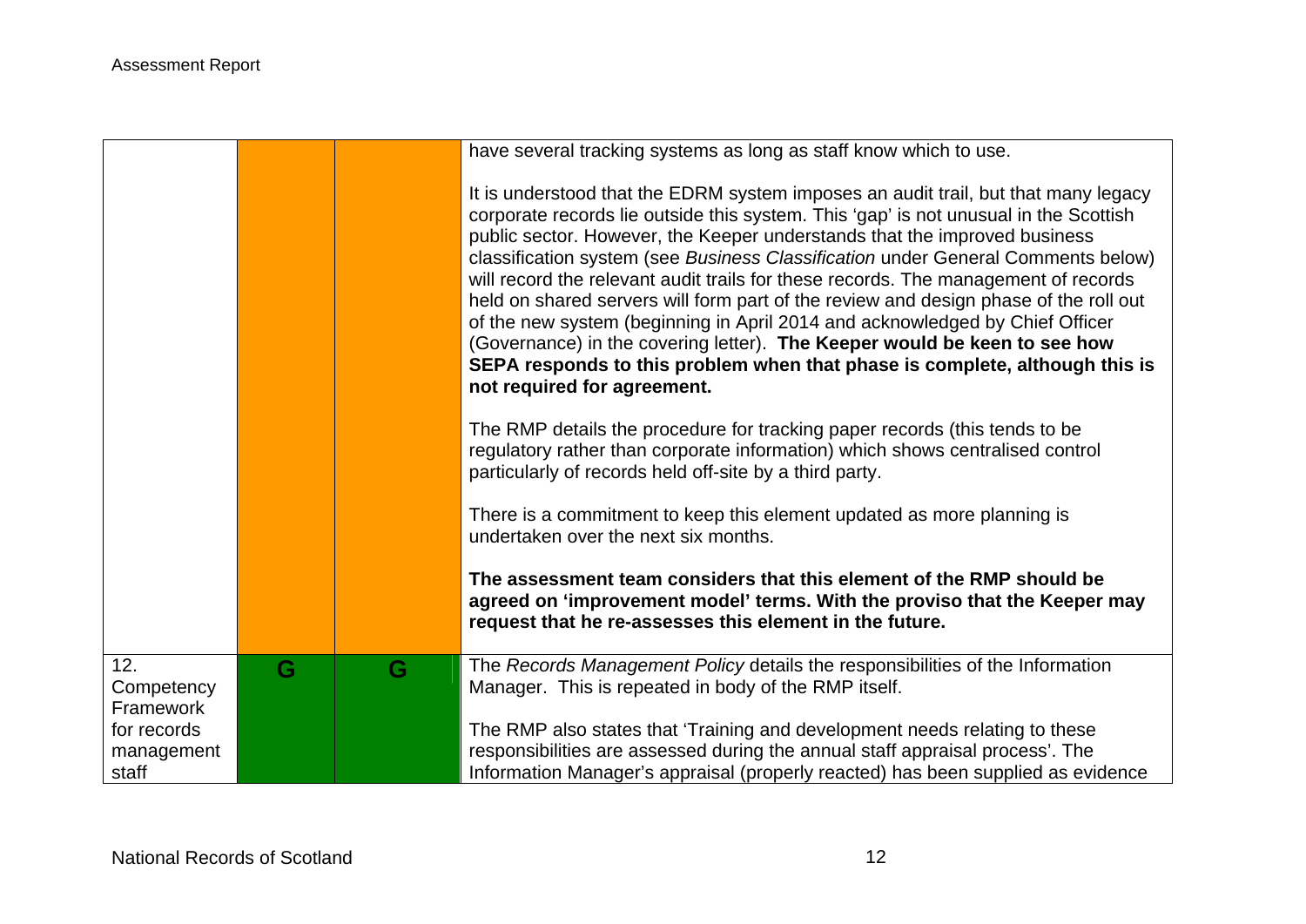| | | | |
|---|---|---|---|
| | | | have several tracking systems as long as staff know which to use.<br><br>It is understood that the EDRM system imposes an audit trail, but that many legacy corporate records lie outside this system. This 'gap' is not unusual in the Scottish public sector. However, the Keeper understands that the improved business classification system (see *Business Classification* under General Comments below) will record the relevant audit trails for these records. The management of records held on shared servers will form part of the review and design phase of the roll out of the new system (beginning in April 2014 and acknowledged by Chief Officer (Governance) in the covering letter). **The Keeper would be keen to see how SEPA responds to this problem when that phase is complete, although this is not required for agreement.**<br><br>The RMP details the procedure for tracking paper records (this tends to be regulatory rather than corporate information) which shows centralised control particularly of records held off-site by a third party.<br><br>There is a commitment to keep this element updated as more planning is undertaken over the next six months.<br><br>**The assessment team considers that this element of the RMP should be agreed on 'improvement model' terms. With the proviso that the Keeper may request that he re-assesses this element in the future.** |
| 12. Competency Framework for records management staff | G | G | The *Records Management Policy* details the responsibilities of the Information Manager. This is repeated in body of the RMP itself.<br><br>The RMP also states that 'Training and development needs relating to these responsibilities are assessed during the annual staff appraisal process'. The Information Manager's appraisal (properly reacted) has been supplied as evidence |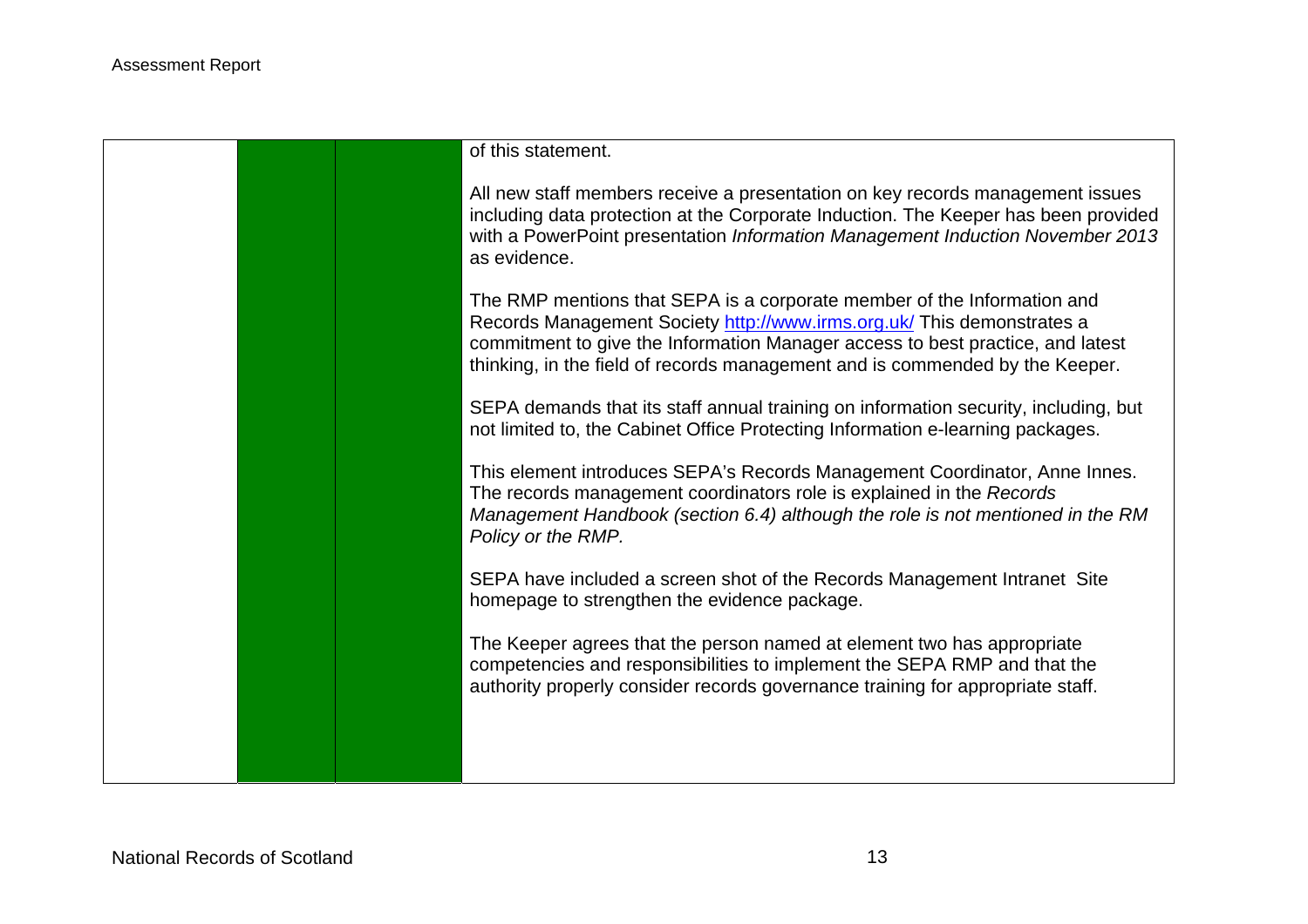| | | | |
|---|---|---|---|
| | | | of this statement.<br><br>All new staff members receive a presentation on key records management issues including data protection at the Corporate Induction. The Keeper has been provided with a PowerPoint presentation *Information Management Induction November 2013* as evidence.<br><br>The RMP mentions that SEPA is a corporate member of the Information and Records Management Society http://www.irms.org.uk/ This demonstrates a commitment to give the Information Manager access to best practice, and latest thinking, in the field of records management and is commended by the Keeper.<br><br>SEPA demands that its staff annual training on information security, including, but not limited to, the Cabinet Office Protecting Information e-learning packages.<br><br>This element introduces SEPA's Records Management Coordinator, Anne Innes. The records management coordinators role is explained in the *Records Management Handbook (section 6.4) although the role is not mentioned in the RM Policy or the RMP.*<br><br>SEPA have included a screen shot of the Records Management Intranet Site homepage to strengthen the evidence package.<br><br>The Keeper agrees that the person named at element two has appropriate competencies and responsibilities to implement the SEPA RMP and that the authority properly consider records governance training for appropriate staff. |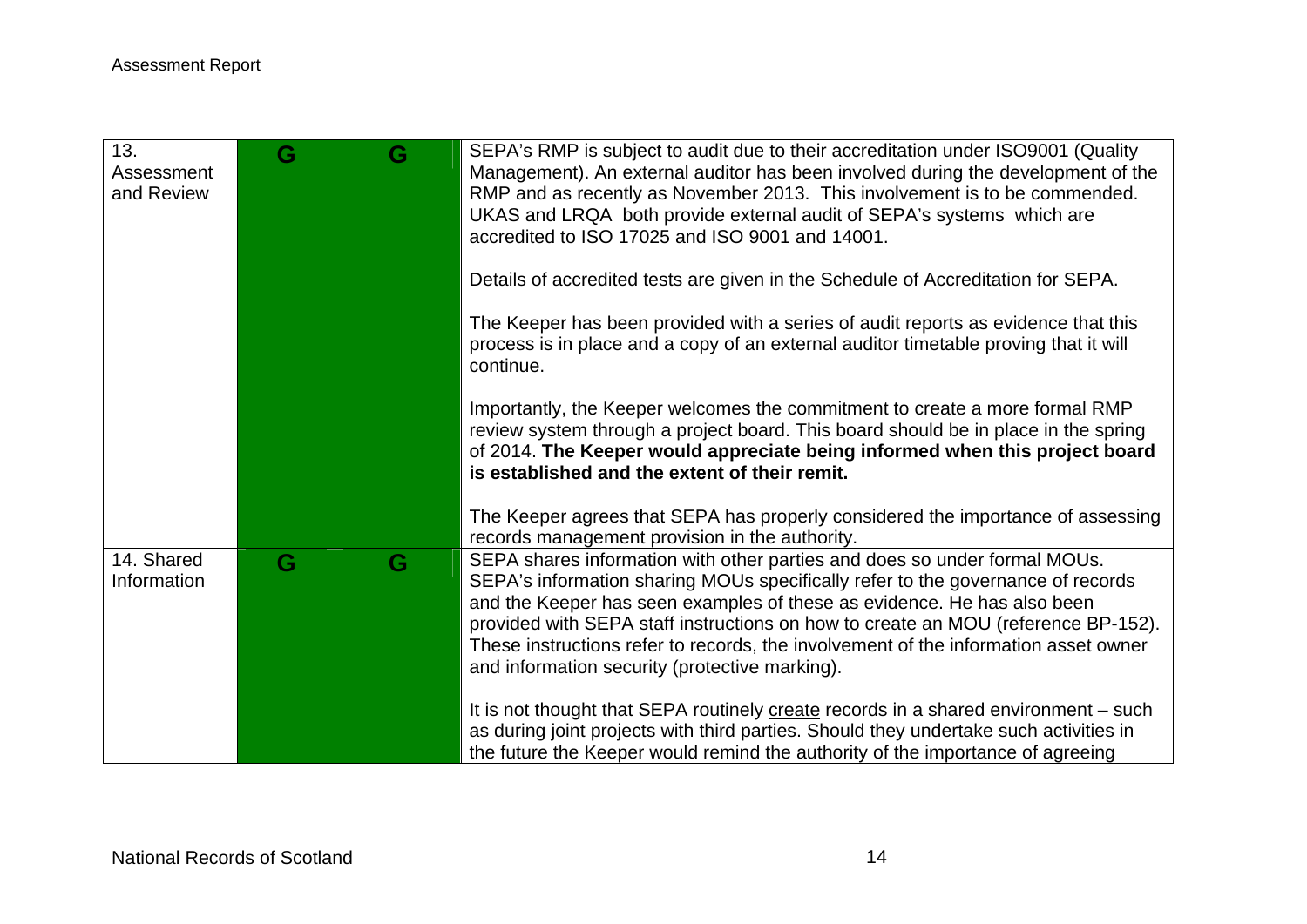| | | | |
|---|---|---|---|
| 13. Assessment and Review | G | G | SEPA's RMP is subject to audit due to their accreditation under ISO9001 (Quality Management). An external auditor has been involved during the development of the RMP and as recently as November 2013. This involvement is to be commended. UKAS and LRQA both provide external audit of SEPA's systems which are accredited to ISO 17025 and ISO 9001 and 14001.<br><br>Details of accredited tests are given in the Schedule of Accreditation for SEPA.<br><br>The Keeper has been provided with a series of audit reports as evidence that this process is in place and a copy of an external auditor timetable proving that it will continue.<br><br>Importantly, the Keeper welcomes the commitment to create a more formal RMP review system through a project board. This board should be in place in the spring of 2014. **The Keeper would appreciate being informed when this project board is established and the extent of their remit.**<br><br>The Keeper agrees that SEPA has properly considered the importance of assessing records management provision in the authority. |
| 14. Shared Information | G | G | SEPA shares information with other parties and does so under formal MOUs. SEPA's information sharing MOUs specifically refer to the governance of records and the Keeper has seen examples of these as evidence. He has also been provided with SEPA staff instructions on how to create an MOU (reference BP-152). These instructions refer to records, the involvement of the information asset owner and information security (protective marking).<br><br>It is not thought that SEPA routinely create records in a shared environment – such as during joint projects with third parties. Should they undertake such activities in the future the Keeper would remind the authority of the importance of agreeing |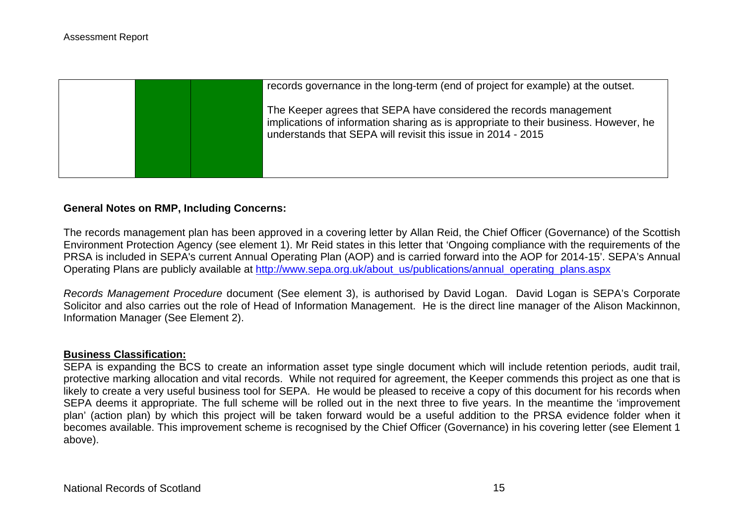| | | | records governance in the long-term (end of project for example) at the outset.<br><br>The Keeper agrees that SEPA have considered the records management implications of information sharing as is appropriate to their business. However, he understands that SEPA will revisit this issue in 2014 - 2015 |
|---|---|---|---|

**General Notes on RMP, Including Concerns:**

The records management plan has been approved in a covering letter by Allan Reid, the Chief Officer (Governance) of the Scottish Environment Protection Agency (see element 1). Mr Reid states in this letter that 'Ongoing compliance with the requirements of the PRSA is included in SEPA's current Annual Operating Plan (AOP) and is carried forward into the AOP for 2014-15'. SEPA's Annual Operating Plans are publicly available at [http://www.sepa.org.uk/about_us/publications/annual_operating_plans.aspx](http://www.sepa.org.uk/about_us/publications/annual_operating_plans.aspx)

*Records Management Procedure* document (See element 3), is authorised by David Logan. David Logan is SEPA's Corporate Solicitor and also carries out the role of Head of Information Management. He is the direct line manager of the Alison Mackinnon, Information Manager (See Element 2).

**Business Classification:**

SEPA is expanding the BCS to create an information asset type single document which will include retention periods, audit trail, protective marking allocation and vital records. While not required for agreement, the Keeper commends this project as one that is likely to create a very useful business tool for SEPA. He would be pleased to receive a copy of this document for his records when SEPA deems it appropriate. The full scheme will be rolled out in the next three to five years. In the meantime the 'improvement plan' (action plan) by which this project will be taken forward would be a useful addition to the PRSA evidence folder when it becomes available. This improvement scheme is recognised by the Chief Officer (Governance) in his covering letter (see Element 1 above).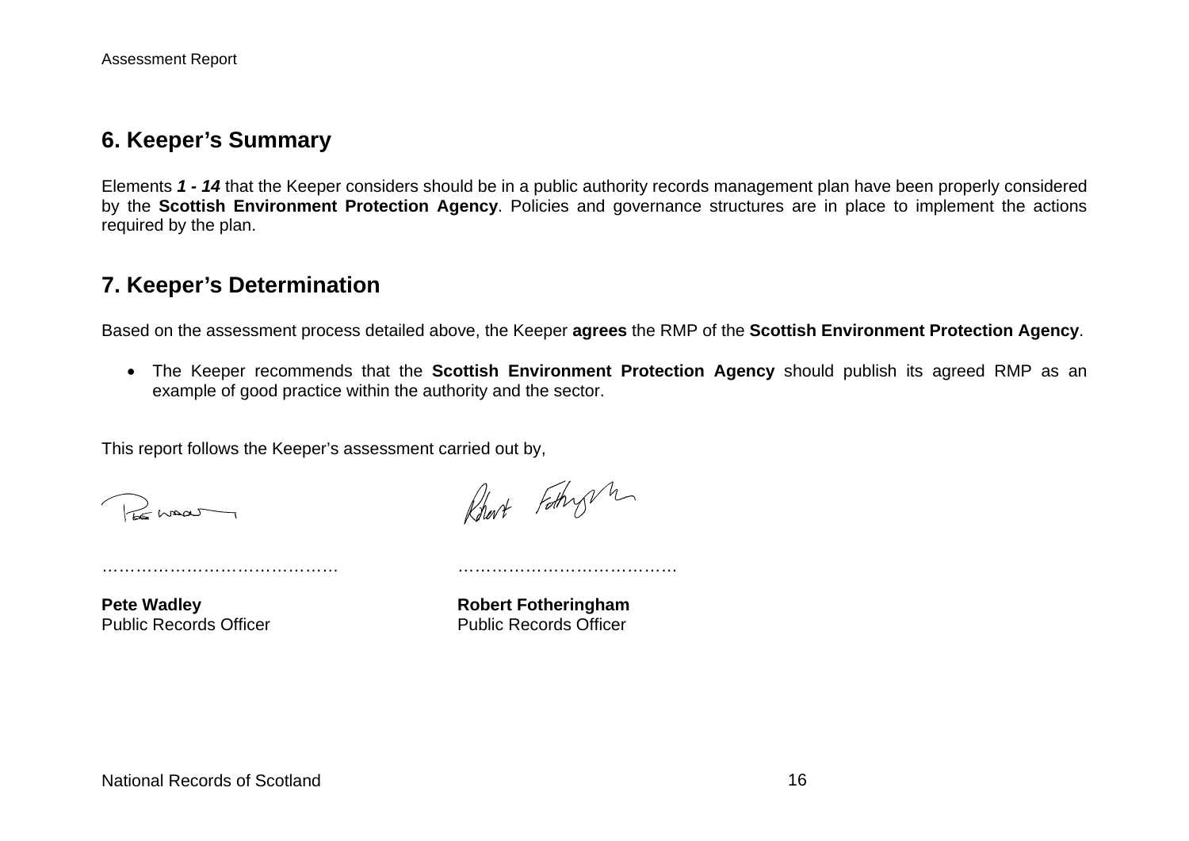## 6. Keeper's Summary

Elements ***1 - 14*** that the Keeper considers should be in a public authority records management plan have been properly considered by the **Scottish Environment Protection Agency**. Policies and governance structures are in place to implement the actions required by the plan.

## 7. Keeper's Determination

Based on the assessment process detailed above, the Keeper **agrees** the RMP of the **Scottish Environment Protection Agency**.

- The Keeper recommends that the **Scottish Environment Protection Agency** should publish its agreed RMP as an example of good practice within the authority and the sector.

This report follows the Keeper's assessment carried out by,

……………………………………  ……………………………………

**Pete Wadley**
Public Records Officer

**Robert Fotheringham**
Public Records Officer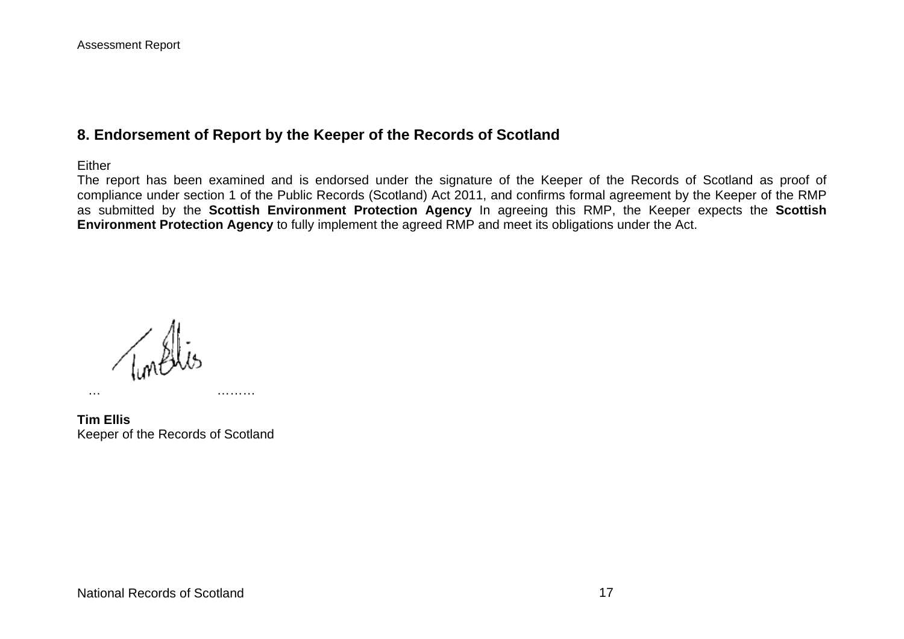## 8. Endorsement of Report by the Keeper of the Records of Scotland

Either

The report has been examined and is endorsed under the signature of the Keeper of the Records of Scotland as proof of compliance under section 1 of the Public Records (Scotland) Act 2011, and confirms formal agreement by the Keeper of the RMP as submitted by the **Scottish Environment Protection Agency** In agreeing this RMP, the Keeper expects the **Scottish Environment Protection Agency** to fully implement the agreed RMP and meet its obligations under the Act.

… ………

**Tim Ellis**
Keeper of the Records of Scotland